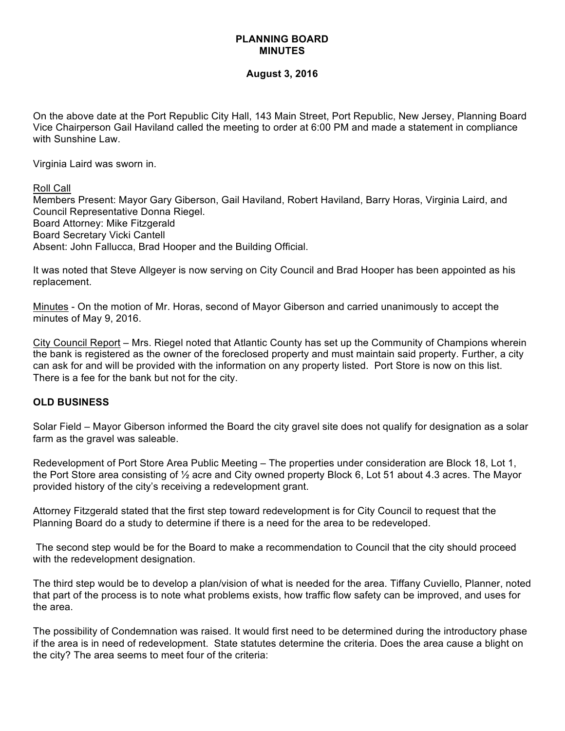# PLANNING BOARD MINUTES

## August 3, 2016

On the above date at the Port Republic City Hall, 143 Main Street, Port Republic, New Jersey, Planning Board Vice Chairperson Gail Haviland called the meeting to order at 6:00 PM and made a statement in compliance with Sunshine Law.

Virginia Laird was sworn in.

Roll Call
Members Present: Mayor Gary Giberson, Gail Haviland, Robert Haviland, Barry Horas, Virginia Laird, and Council Representative Donna Riegel.
Board Attorney: Mike Fitzgerald
Board Secretary Vicki Cantell
Absent: John Fallucca, Brad Hooper and the Building Official.

It was noted that Steve Allgeyer is now serving on City Council and Brad Hooper has been appointed as his replacement.

Minutes - On the motion of Mr. Horas, second of Mayor Giberson and carried unanimously to accept the minutes of May 9, 2016.

City Council Report – Mrs. Riegel noted that Atlantic County has set up the Community of Champions wherein the bank is registered as the owner of the foreclosed property and must maintain said property. Further, a city can ask for and will be provided with the information on any property listed. Port Store is now on this list. There is a fee for the bank but not for the city.

**OLD BUSINESS**

Solar Field – Mayor Giberson informed the Board the city gravel site does not qualify for designation as a solar farm as the gravel was saleable.

Redevelopment of Port Store Area Public Meeting – The properties under consideration are Block 18, Lot 1, the Port Store area consisting of ½ acre and City owned property Block 6, Lot 51 about 4.3 acres. The Mayor provided history of the city's receiving a redevelopment grant.

Attorney Fitzgerald stated that the first step toward redevelopment is for City Council to request that the Planning Board do a study to determine if there is a need for the area to be redeveloped.

The second step would be for the Board to make a recommendation to Council that the city should proceed with the redevelopment designation.

The third step would be to develop a plan/vision of what is needed for the area. Tiffany Cuviello, Planner, noted that part of the process is to note what problems exists, how traffic flow safety can be improved, and uses for the area.

The possibility of Condemnation was raised. It would first need to be determined during the introductory phase if the area is in need of redevelopment. State statutes determine the criteria. Does the area cause a blight on the city? The area seems to meet four of the criteria: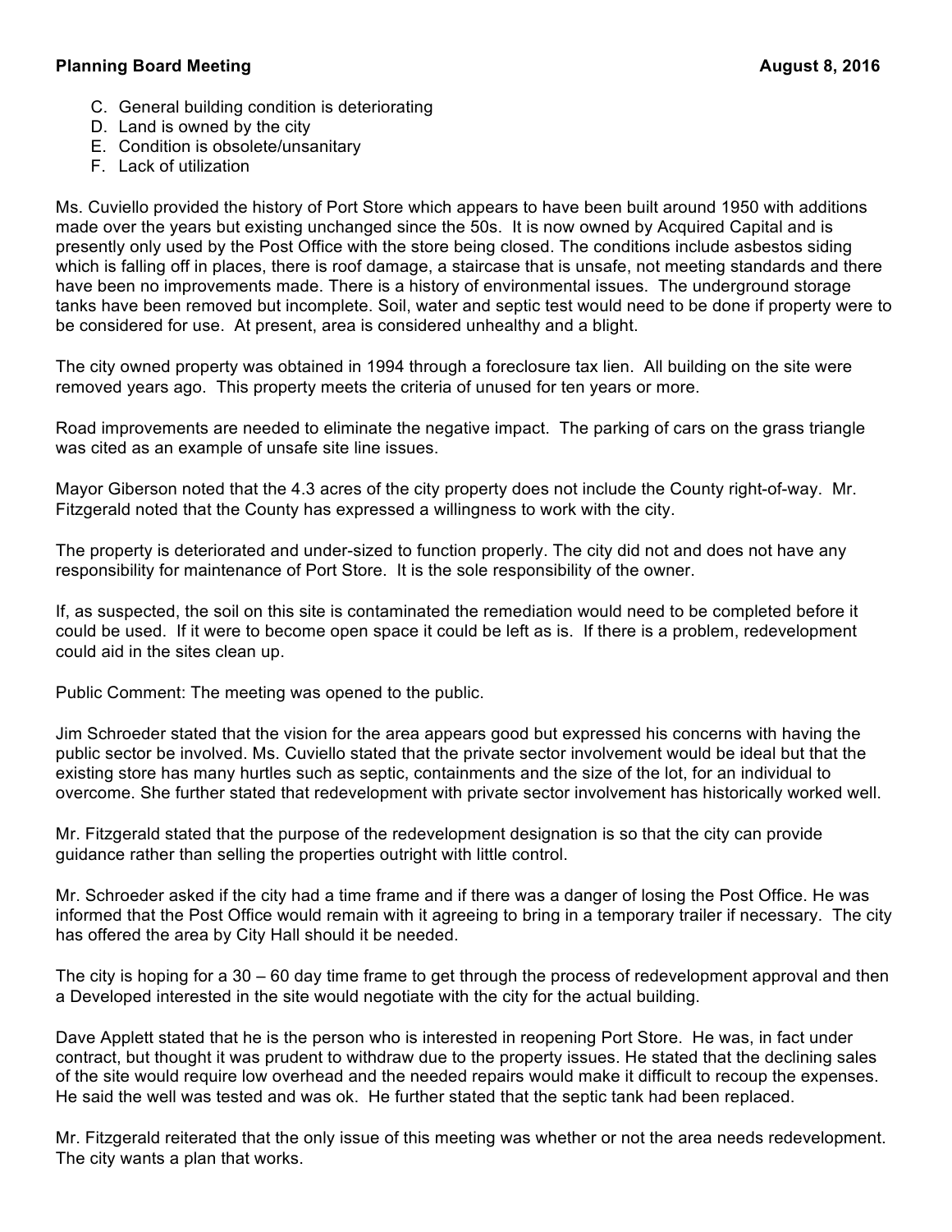C. General building condition is deteriorating
D. Land is owned by the city
E. Condition is obsolete/unsanitary
F. Lack of utilization

Ms. Cuviello provided the history of Port Store which appears to have been built around 1950 with additions made over the years but existing unchanged since the 50s. It is now owned by Acquired Capital and is presently only used by the Post Office with the store being closed. The conditions include asbestos siding which is falling off in places, there is roof damage, a staircase that is unsafe, not meeting standards and there have been no improvements made. There is a history of environmental issues. The underground storage tanks have been removed but incomplete. Soil, water and septic test would need to be done if property were to be considered for use. At present, area is considered unhealthy and a blight.

The city owned property was obtained in 1994 through a foreclosure tax lien. All building on the site were removed years ago. This property meets the criteria of unused for ten years or more.

Road improvements are needed to eliminate the negative impact. The parking of cars on the grass triangle was cited as an example of unsafe site line issues.

Mayor Giberson noted that the 4.3 acres of the city property does not include the County right-of-way. Mr. Fitzgerald noted that the County has expressed a willingness to work with the city.

The property is deteriorated and under-sized to function properly. The city did not and does not have any responsibility for maintenance of Port Store. It is the sole responsibility of the owner.

If, as suspected, the soil on this site is contaminated the remediation would need to be completed before it could be used. If it were to become open space it could be left as is. If there is a problem, redevelopment could aid in the sites clean up.

Public Comment: The meeting was opened to the public.

Jim Schroeder stated that the vision for the area appears good but expressed his concerns with having the public sector be involved. Ms. Cuviello stated that the private sector involvement would be ideal but that the existing store has many hurtles such as septic, containments and the size of the lot, for an individual to overcome. She further stated that redevelopment with private sector involvement has historically worked well.

Mr. Fitzgerald stated that the purpose of the redevelopment designation is so that the city can provide guidance rather than selling the properties outright with little control.

Mr. Schroeder asked if the city had a time frame and if there was a danger of losing the Post Office. He was informed that the Post Office would remain with it agreeing to bring in a temporary trailer if necessary. The city has offered the area by City Hall should it be needed.

The city is hoping for a 30 – 60 day time frame to get through the process of redevelopment approval and then a Developed interested in the site would negotiate with the city for the actual building.

Dave Applett stated that he is the person who is interested in reopening Port Store. He was, in fact under contract, but thought it was prudent to withdraw due to the property issues. He stated that the declining sales of the site would require low overhead and the needed repairs would make it difficult to recoup the expenses. He said the well was tested and was ok. He further stated that the septic tank had been replaced.

Mr. Fitzgerald reiterated that the only issue of this meeting was whether or not the area needs redevelopment. The city wants a plan that works.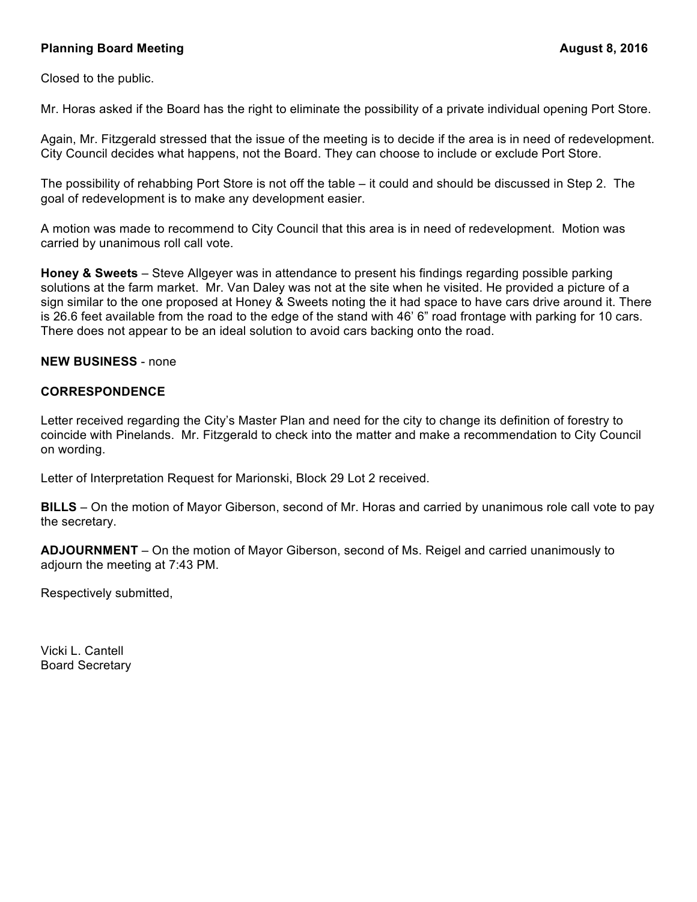Closed to the public.

Mr. Horas asked if the Board has the right to eliminate the possibility of a private individual opening Port Store.

Again, Mr. Fitzgerald stressed that the issue of the meeting is to decide if the area is in need of redevelopment. City Council decides what happens, not the Board. They can choose to include or exclude Port Store.

The possibility of rehabbing Port Store is not off the table – it could and should be discussed in Step 2. The goal of redevelopment is to make any development easier.

A motion was made to recommend to City Council that this area is in need of redevelopment. Motion was carried by unanimous roll call vote.

**Honey & Sweets** – Steve Allgeyer was in attendance to present his findings regarding possible parking solutions at the farm market. Mr. Van Daley was not at the site when he visited. He provided a picture of a sign similar to the one proposed at Honey & Sweets noting the it had space to have cars drive around it. There is 26.6 feet available from the road to the edge of the stand with 46' 6" road frontage with parking for 10 cars. There does not appear to be an ideal solution to avoid cars backing onto the road.

**NEW BUSINESS** - none

**CORRESPONDENCE**

Letter received regarding the City's Master Plan and need for the city to change its definition of forestry to coincide with Pinelands. Mr. Fitzgerald to check into the matter and make a recommendation to City Council on wording.

Letter of Interpretation Request for Marionski, Block 29 Lot 2 received.

**BILLS** – On the motion of Mayor Giberson, second of Mr. Horas and carried by unanimous role call vote to pay the secretary.

**ADJOURNMENT** – On the motion of Mayor Giberson, second of Ms. Reigel and carried unanimously to adjourn the meeting at 7:43 PM.

Respectively submitted,

Vicki L. Cantell
Board Secretary